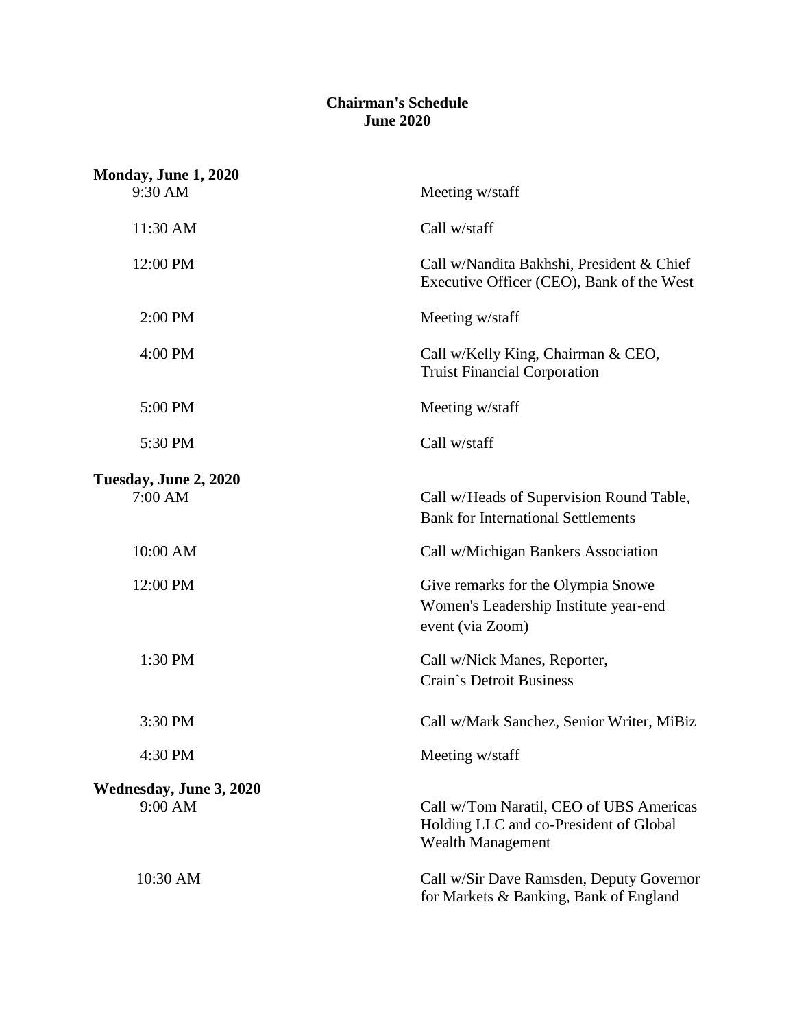**Chairman's Schedule**
**June 2020**

**Monday, June 1, 2020**

| | |
|---|---|
| 9:30 AM | Meeting w/staff |
| 11:30 AM | Call w/staff |
| 12:00 PM | Call w/Nandita Bakhshi, President & Chief Executive Officer (CEO), Bank of the West |
| 2:00 PM | Meeting w/staff |
| 4:00 PM | Call w/Kelly King, Chairman & CEO, Truist Financial Corporation |
| 5:00 PM | Meeting w/staff |
| 5:30 PM | Call w/staff |

**Tuesday, June 2, 2020**

| | |
|---|---|
| 7:00 AM | Call w/Heads of Supervision Round Table, Bank for International Settlements |
| 10:00 AM | Call w/Michigan Bankers Association |
| 12:00 PM | Give remarks for the Olympia Snowe Women's Leadership Institute year-end event (via Zoom) |
| 1:30 PM | Call w/Nick Manes, Reporter, Crain's Detroit Business |
| 3:30 PM | Call w/Mark Sanchez, Senior Writer, MiBiz |
| 4:30 PM | Meeting w/staff |

**Wednesday, June 3, 2020**

| | |
|---|---|
| 9:00 AM | Call w/Tom Naratil, CEO of UBS Americas Holding LLC and co-President of Global Wealth Management |
| 10:30 AM | Call w/Sir Dave Ramsden, Deputy Governor for Markets & Banking, Bank of England |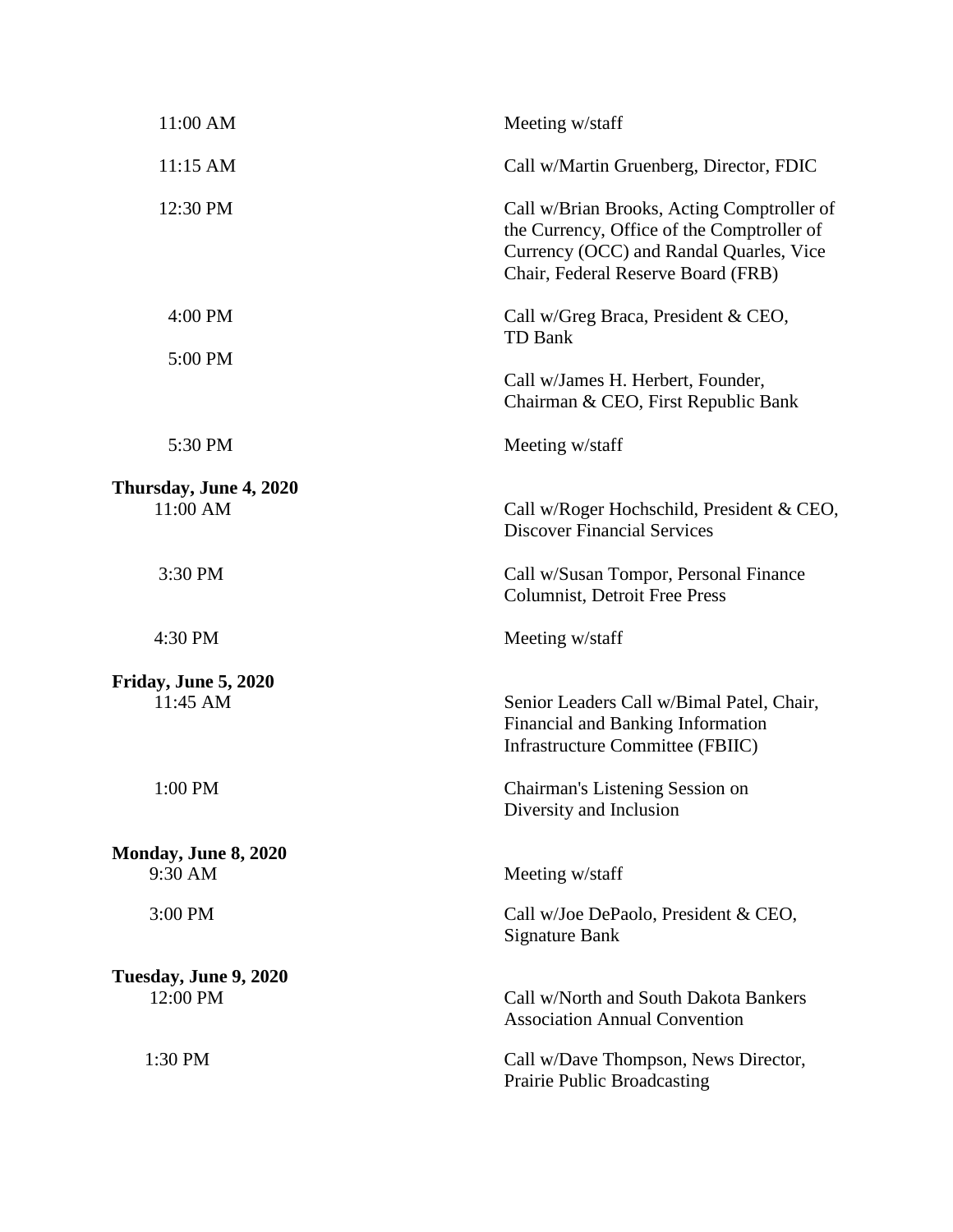| | |
|---|---|
| 11:00 AM | Meeting w/staff |
| 11:15 AM | Call w/Martin Gruenberg, Director, FDIC |
| 12:30 PM | Call w/Brian Brooks, Acting Comptroller of the Currency, Office of the Comptroller of Currency (OCC) and Randal Quarles, Vice Chair, Federal Reserve Board (FRB) |
| 4:00 PM | Call w/Greg Braca, President & CEO, TD Bank |
| 5:00 PM | Call w/James H. Herbert, Founder, Chairman & CEO, First Republic Bank |
| 5:30 PM | Meeting w/staff |

**Thursday, June 4, 2020**

| | |
|---|---|
| 11:00 AM | Call w/Roger Hochschild, President & CEO, Discover Financial Services |
| 3:30 PM | Call w/Susan Tompor, Personal Finance Columnist, Detroit Free Press |
| 4:30 PM | Meeting w/staff |

**Friday, June 5, 2020**

| | |
|---|---|
| 11:45 AM | Senior Leaders Call w/Bimal Patel, Chair, Financial and Banking Information Infrastructure Committee (FBIIC) |
| 1:00 PM | Chairman's Listening Session on Diversity and Inclusion |

**Monday, June 8, 2020**

| | |
|---|---|
| 9:30 AM | Meeting w/staff |
| 3:00 PM | Call w/Joe DePaolo, President & CEO, Signature Bank |

**Tuesday, June 9, 2020**

| | |
|---|---|
| 12:00 PM | Call w/North and South Dakota Bankers Association Annual Convention |
| 1:30 PM | Call w/Dave Thompson, News Director, Prairie Public Broadcasting |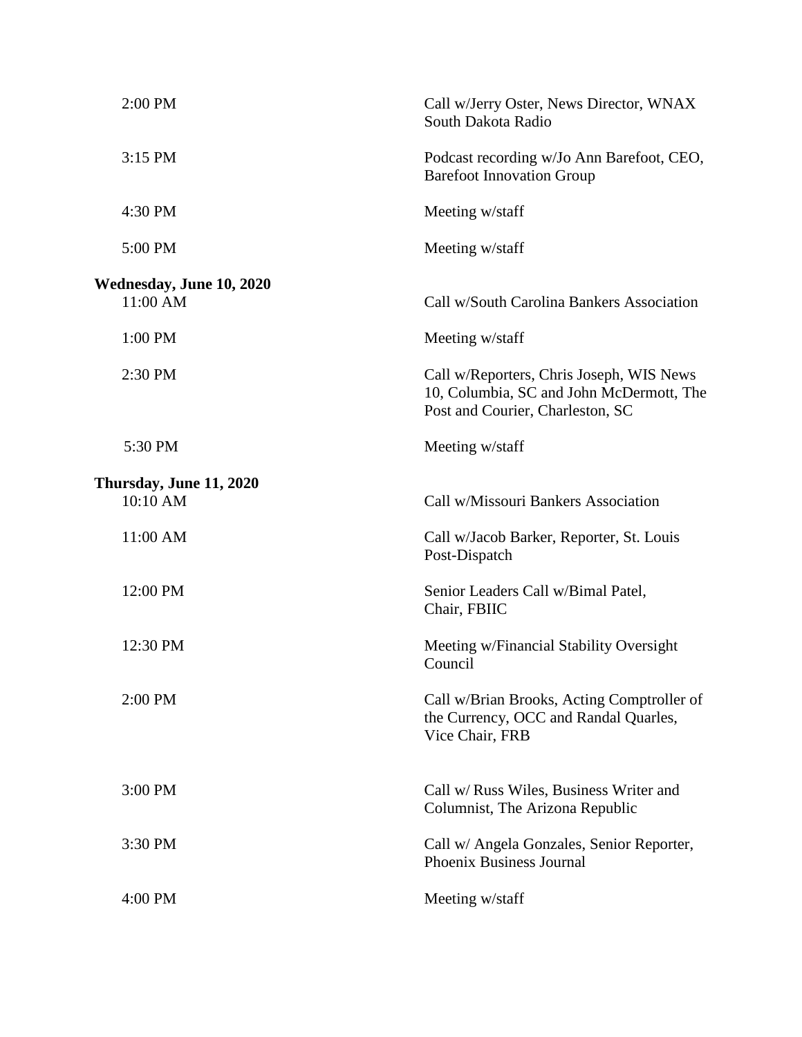| | |
|---|---|
| 2:00 PM | Call w/Jerry Oster, News Director, WNAX South Dakota Radio |
| 3:15 PM | Podcast recording w/Jo Ann Barefoot, CEO, Barefoot Innovation Group |
| 4:30 PM | Meeting w/staff |
| 5:00 PM | Meeting w/staff |

**Wednesday, June 10, 2020**

| | |
|---|---|
| 11:00 AM | Call w/South Carolina Bankers Association |
| 1:00 PM | Meeting w/staff |
| 2:30 PM | Call w/Reporters, Chris Joseph, WIS News 10, Columbia, SC and John McDermott, The Post and Courier, Charleston, SC |
| 5:30 PM | Meeting w/staff |

**Thursday, June 11, 2020**

| | |
|---|---|
| 10:10 AM | Call w/Missouri Bankers Association |
| 11:00 AM | Call w/Jacob Barker, Reporter, St. Louis Post-Dispatch |
| 12:00 PM | Senior Leaders Call w/Bimal Patel, Chair, FBIIC |
| 12:30 PM | Meeting w/Financial Stability Oversight Council |
| 2:00 PM | Call w/Brian Brooks, Acting Comptroller of the Currency, OCC and Randal Quarles, Vice Chair, FRB |
| 3:00 PM | Call w/ Russ Wiles, Business Writer and Columnist, The Arizona Republic |
| 3:30 PM | Call w/ Angela Gonzales, Senior Reporter, Phoenix Business Journal |
| 4:00 PM | Meeting w/staff |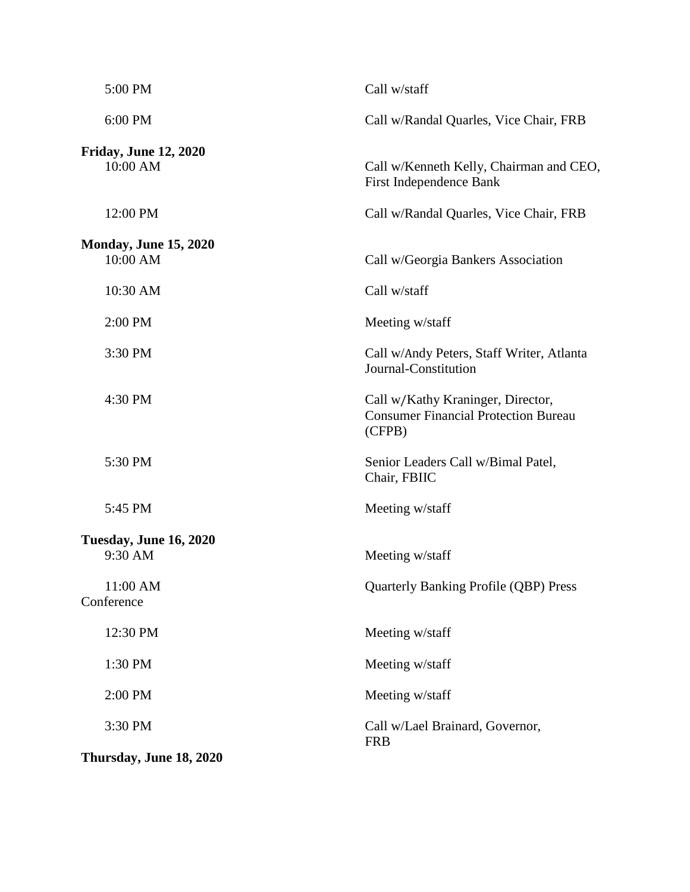| | |
|---|---|
| 5:00 PM | Call w/staff |
| 6:00 PM | Call w/Randal Quarles, Vice Chair, FRB |

**Friday, June 12, 2020**

| | |
|---|---|
| 10:00 AM | Call w/Kenneth Kelly, Chairman and CEO, First Independence Bank |
| 12:00 PM | Call w/Randal Quarles, Vice Chair, FRB |

**Monday, June 15, 2020**

| | |
|---|---|
| 10:00 AM | Call w/Georgia Bankers Association |
| 10:30 AM | Call w/staff |
| 2:00 PM | Meeting w/staff |
| 3:30 PM | Call w/Andy Peters, Staff Writer, Atlanta Journal-Constitution |
| 4:30 PM | Call w/Kathy Kraninger, Director, Consumer Financial Protection Bureau (CFPB) |
| 5:30 PM | Senior Leaders Call w/Bimal Patel, Chair, FBIIC |
| 5:45 PM | Meeting w/staff |

**Tuesday, June 16, 2020**

| | |
|---|---|
| 9:30 AM | Meeting w/staff |
| 11:00 AM | Quarterly Banking Profile (QBP) Press Conference |
| 12:30 PM | Meeting w/staff |
| 1:30 PM | Meeting w/staff |
| 2:00 PM | Meeting w/staff |
| 3:30 PM | Call w/Lael Brainard, Governor, FRB |

**Thursday, June 18, 2020**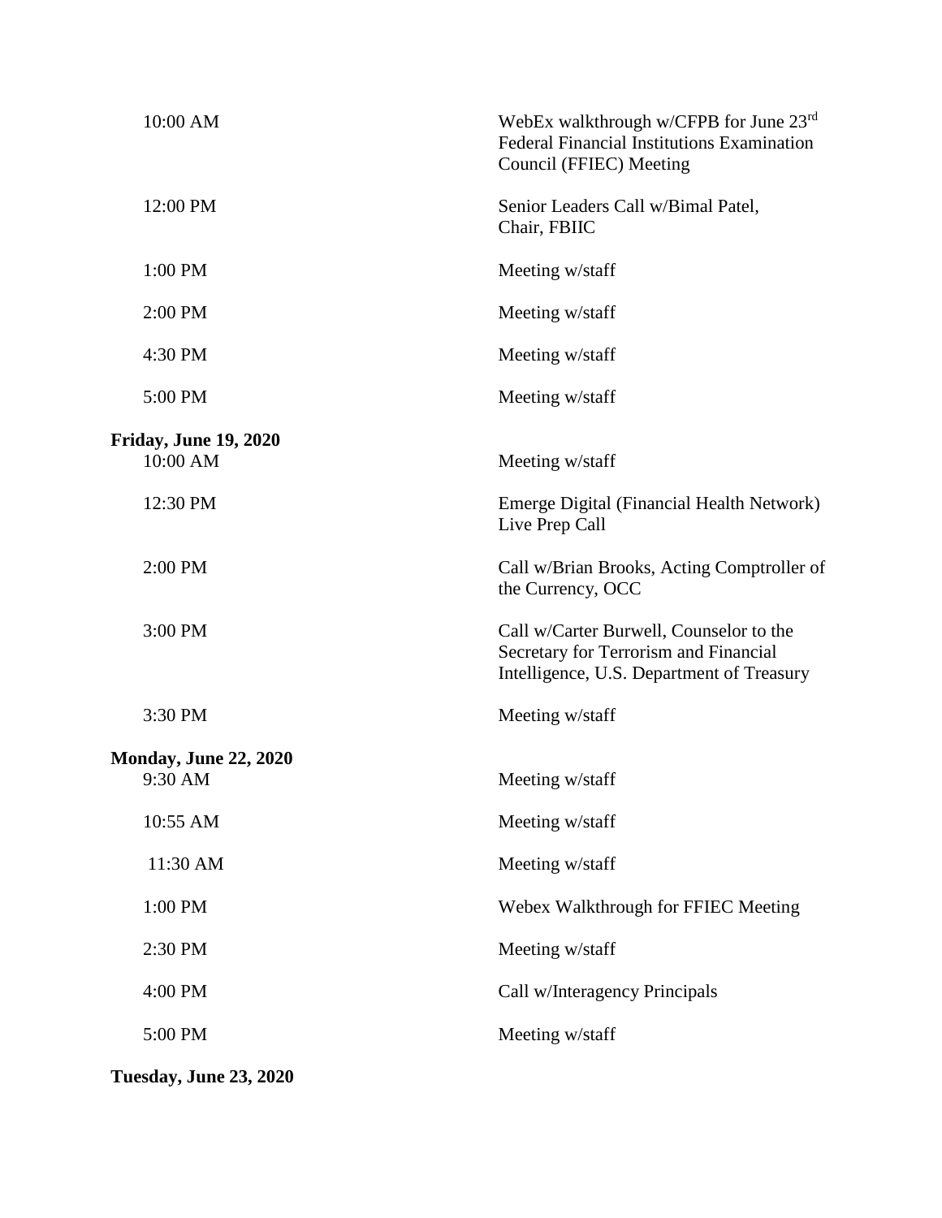| | |
|---|---|
| 10:00 AM | WebEx walkthrough w/CFPB for June 23rd Federal Financial Institutions Examination Council (FFIEC) Meeting |
| 12:00 PM | Senior Leaders Call w/Bimal Patel, Chair, FBIIC |
| 1:00 PM | Meeting w/staff |
| 2:00 PM | Meeting w/staff |
| 4:30 PM | Meeting w/staff |
| 5:00 PM | Meeting w/staff |

**Friday, June 19, 2020**

| | |
|---|---|
| 10:00 AM | Meeting w/staff |
| 12:30 PM | Emerge Digital (Financial Health Network) Live Prep Call |
| 2:00 PM | Call w/Brian Brooks, Acting Comptroller of the Currency, OCC |
| 3:00 PM | Call w/Carter Burwell, Counselor to the Secretary for Terrorism and Financial Intelligence, U.S. Department of Treasury |
| 3:30 PM | Meeting w/staff |

**Monday, June 22, 2020**

| | |
|---|---|
| 9:30 AM | Meeting w/staff |
| 10:55 AM | Meeting w/staff |
| 11:30 AM | Meeting w/staff |
| 1:00 PM | Webex Walkthrough for FFIEC Meeting |
| 2:30 PM | Meeting w/staff |
| 4:00 PM | Call w/Interagency Principals |
| 5:00 PM | Meeting w/staff |

**Tuesday, June 23, 2020**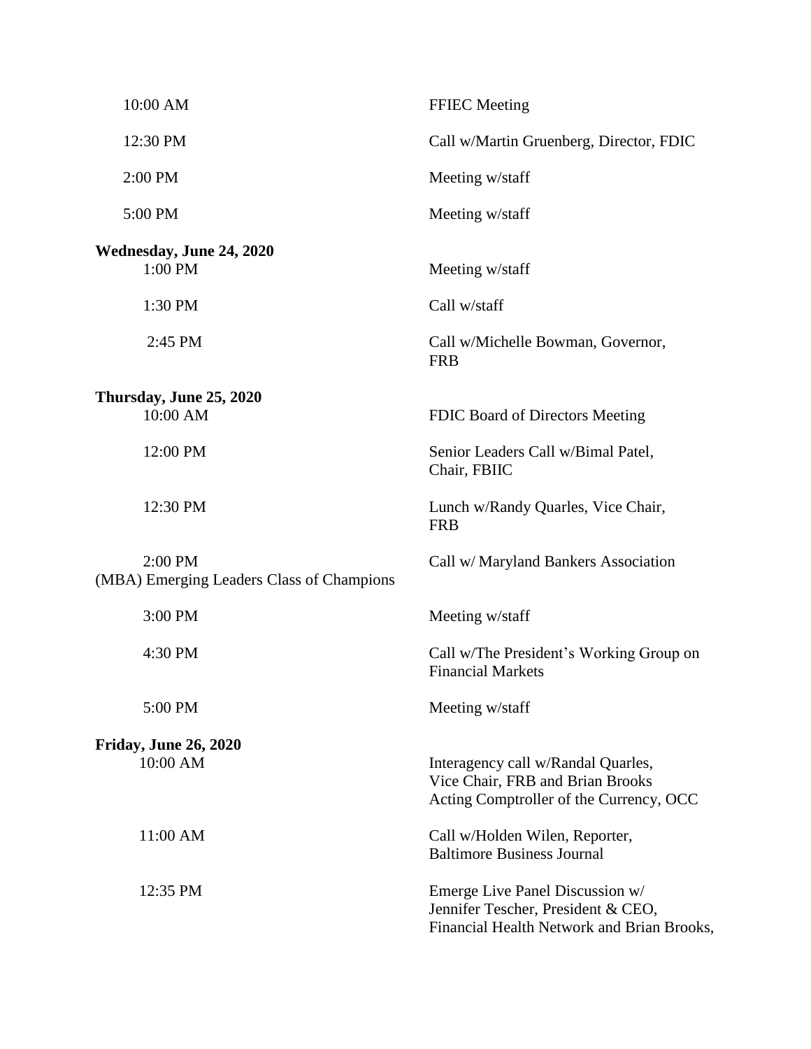| | |
|---|---|
| 10:00 AM | FFIEC Meeting |
| 12:30 PM | Call w/Martin Gruenberg, Director, FDIC |
| 2:00 PM | Meeting w/staff |
| 5:00 PM | Meeting w/staff |

**Wednesday, June 24, 2020**

| | |
|---|---|
| 1:00 PM | Meeting w/staff |
| 1:30 PM | Call w/staff |
| 2:45 PM | Call w/Michelle Bowman, Governor, FRB |

**Thursday, June 25, 2020**

| | |
|---|---|
| 10:00 AM | FDIC Board of Directors Meeting |
| 12:00 PM | Senior Leaders Call w/Bimal Patel, Chair, FBIIC |
| 12:30 PM | Lunch w/Randy Quarles, Vice Chair, FRB |
| 2:00 PM | Call w/ Maryland Bankers Association (MBA) Emerging Leaders Class of Champions |
| 3:00 PM | Meeting w/staff |
| 4:30 PM | Call w/The President's Working Group on Financial Markets |
| 5:00 PM | Meeting w/staff |

**Friday, June 26, 2020**

| | |
|---|---|
| 10:00 AM | Interagency call w/Randal Quarles, Vice Chair, FRB and Brian Brooks Acting Comptroller of the Currency, OCC |
| 11:00 AM | Call w/Holden Wilen, Reporter, Baltimore Business Journal |
| 12:35 PM | Emerge Live Panel Discussion w/ Jennifer Tescher, President & CEO, Financial Health Network and Brian Brooks, |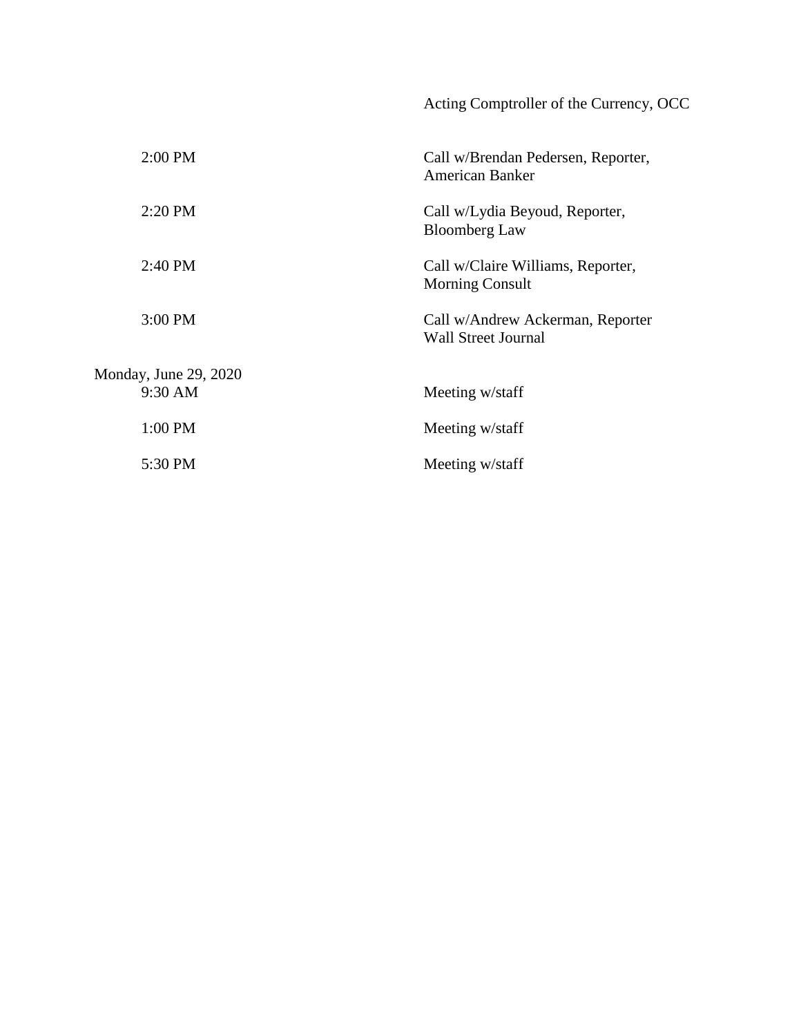| | |
|---|---|
| | Acting Comptroller of the Currency, OCC |
| 2:00 PM | Call w/Brendan Pedersen, Reporter, American Banker |
| 2:20 PM | Call w/Lydia Beyoud, Reporter, Bloomberg Law |
| 2:40 PM | Call w/Claire Williams, Reporter, Morning Consult |
| 3:00 PM | Call w/Andrew Ackerman, Reporter Wall Street Journal |
| Monday, June 29, 2020 | |
| 9:30 AM | Meeting w/staff |
| 1:00 PM | Meeting w/staff |
| 5:30 PM | Meeting w/staff |